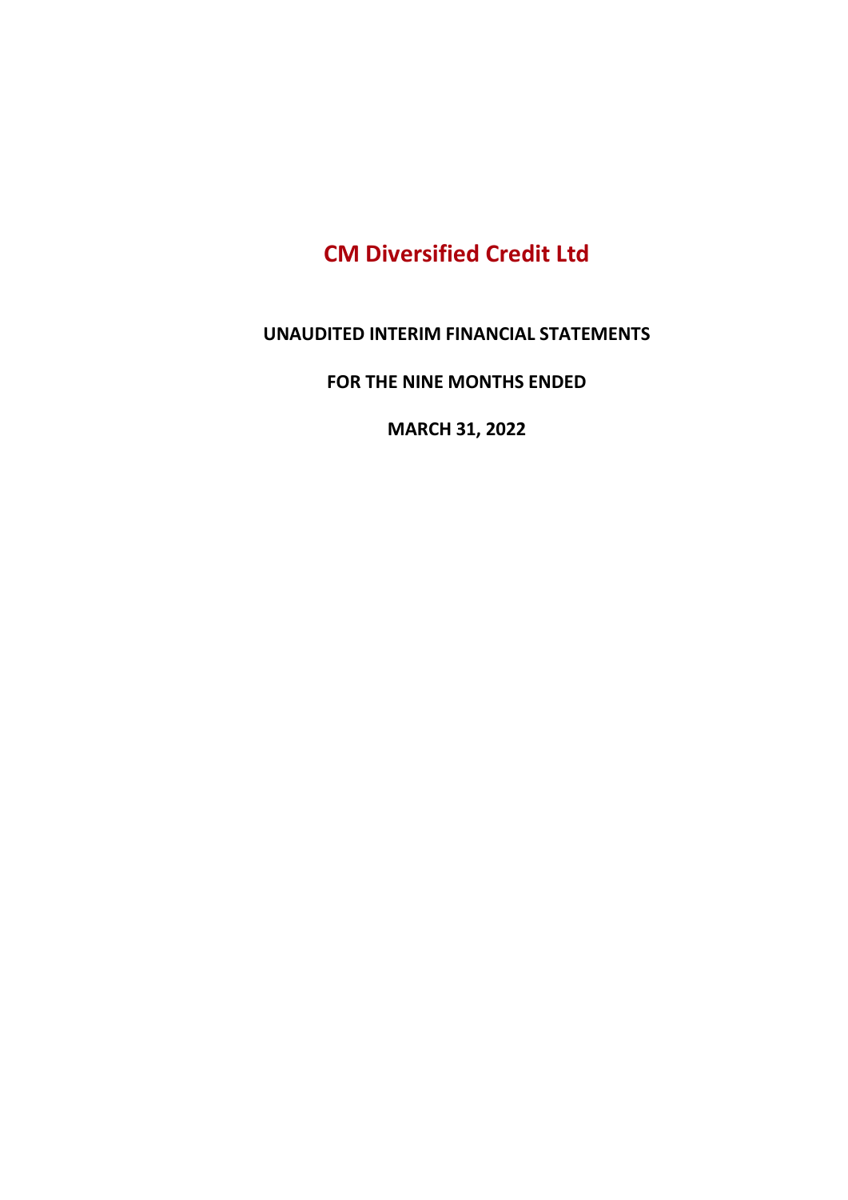# CM Diversified Credit Ltd

**UNAUDITED INTERIM FINANCIAL STATEMENTS**

**FOR THE NINE MONTHS ENDED**

**MARCH 31, 2022**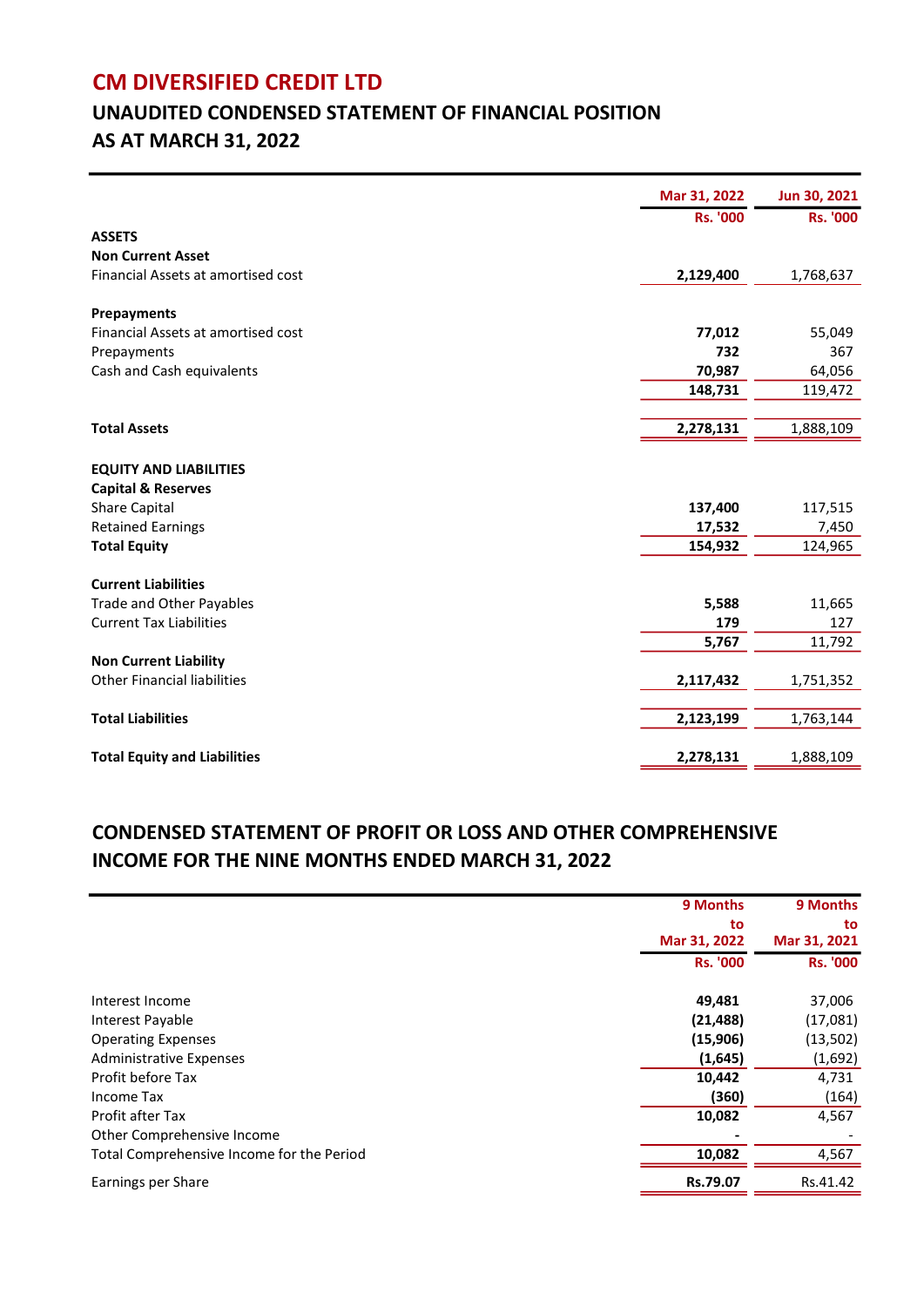# CM DIVERSIFIED CREDIT LTD

## UNAUDITED CONDENSED STATEMENT OF FINANCIAL POSITION AS AT MARCH 31, 2022

| | Mar 31, 2022 | Jun 30, 2021 |
|---|---|---|
| | Rs. '000 | Rs. '000 |
| **ASSETS** | | |
| **Non Current Asset** | | |
| Financial Assets at amortised cost | **2,129,400** | 1,768,637 |
| | | |
| **Prepayments** | | |
| Financial Assets at amortised cost | **77,012** | 55,049 |
| Prepayments | **732** | 367 |
| Cash and Cash equivalents | **70,987** | 64,056 |
| | **148,731** | 119,472 |
| | | |
| **Total Assets** | **2,278,131** | 1,888,109 |
| | | |
| **EQUITY AND LIABILITIES** | | |
| **Capital & Reserves** | | |
| Share Capital | **137,400** | 117,515 |
| Retained Earnings | **17,532** | 7,450 |
| **Total Equity** | **154,932** | 124,965 |
| | | |
| **Current Liabilities** | | |
| Trade and Other Payables | **5,588** | 11,665 |
| Current Tax Liabilities | **179** | 127 |
| | **5,767** | 11,792 |
| **Non Current Liability** | | |
| Other Financial liabilities | **2,117,432** | 1,751,352 |
| | | |
| **Total Liabilities** | **2,123,199** | 1,763,144 |
| | | |
| **Total Equity and Liabilities** | **2,278,131** | 1,888,109 |

## CONDENSED STATEMENT OF PROFIT OR LOSS AND OTHER COMPREHENSIVE INCOME FOR THE NINE MONTHS ENDED MARCH 31, 2022

| | 9 Months to Mar 31, 2022 | 9 Months to Mar 31, 2021 |
|---|---|---|
| | Rs. '000 | Rs. '000 |
| Interest Income | **49,481** | 37,006 |
| Interest Payable | **(21,488)** | (17,081) |
| Operating Expenses | **(15,906)** | (13,502) |
| Administrative Expenses | **(1,645)** | (1,692) |
| Profit before Tax | **10,442** | 4,731 |
| Income Tax | **(360)** | (164) |
| Profit after Tax | **10,082** | 4,567 |
| Other Comprehensive Income | **-** | - |
| Total Comprehensive Income for the Period | **10,082** | 4,567 |
| Earnings per Share | **Rs.79.07** | Rs.41.42 |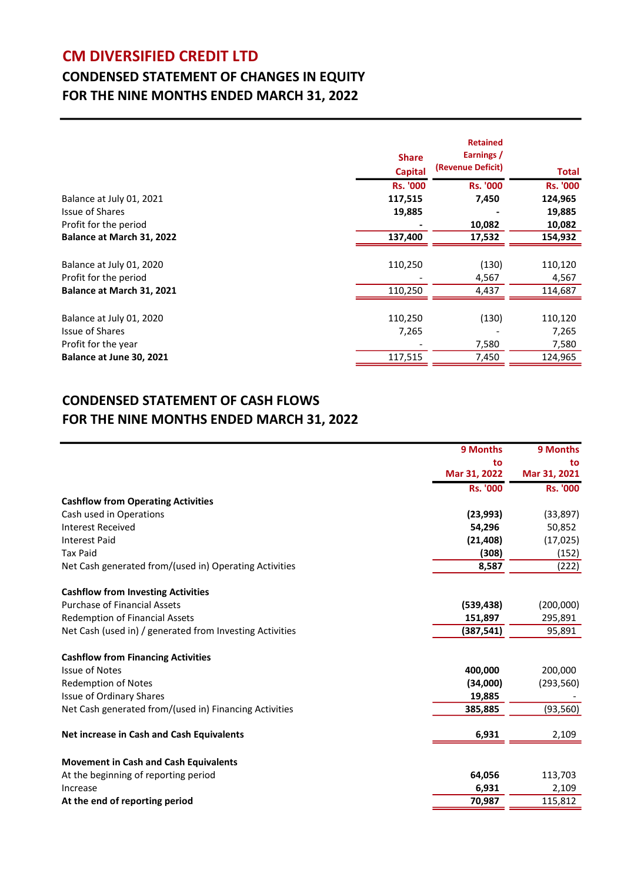# CM DIVERSIFIED CREDIT LTD

## CONDENSED STATEMENT OF CHANGES IN EQUITY
## FOR THE NINE MONTHS ENDED MARCH 31, 2022

| | Share Capital | Retained Earnings / (Revenue Deficit) | Total |
|---|---|---|---|
| | Rs. '000 | Rs. '000 | Rs. '000 |
| Balance at July 01, 2021 | **117,515** | **7,450** | **124,965** |
| Issue of Shares | **19,885** | **-** | **19,885** |
| Profit for the period | **-** | **10,082** | **10,082** |
| **Balance at March 31, 2022** | **137,400** | **17,532** | **154,932** |
| | | | |
| Balance at July 01, 2020 | 110,250 | (130) | 110,120 |
| Profit for the period | - | 4,567 | 4,567 |
| **Balance at March 31, 2021** | 110,250 | 4,437 | 114,687 |
| | | | |
| Balance at July 01, 2020 | 110,250 | (130) | 110,120 |
| Issue of Shares | 7,265 | - | 7,265 |
| Profit for the year | - | 7,580 | 7,580 |
| **Balance at June 30, 2021** | 117,515 | 7,450 | 124,965 |

## CONDENSED STATEMENT OF CASH FLOWS
## FOR THE NINE MONTHS ENDED MARCH 31, 2022

| | 9 Months to Mar 31, 2022 | 9 Months to Mar 31, 2021 |
|---|---|---|
| | Rs. '000 | Rs. '000 |
| **Cashflow from Operating Activities** | | |
| Cash used in Operations | **(23,993)** | (33,897) |
| Interest Received | **54,296** | 50,852 |
| Interest Paid | **(21,408)** | (17,025) |
| Tax Paid | **(308)** | (152) |
| Net Cash generated from/(used in) Operating Activities | **8,587** | (222) |
| | | |
| **Cashflow from Investing Activities** | | |
| Purchase of Financial Assets | **(539,438)** | (200,000) |
| Redemption of Financial Assets | **151,897** | 295,891 |
| Net Cash (used in) / generated from Investing Activities | **(387,541)** | 95,891 |
| | | |
| **Cashflow from Financing Activities** | | |
| Issue of Notes | **400,000** | 200,000 |
| Redemption of Notes | **(34,000)** | (293,560) |
| Issue of Ordinary Shares | **19,885** | - |
| Net Cash generated from/(used in) Financing Activities | **385,885** | (93,560) |
| | | |
| **Net increase in Cash and Cash Equivalents** | **6,931** | 2,109 |
| | | |
| **Movement in Cash and Cash Equivalents** | | |
| At the beginning of reporting period | **64,056** | 113,703 |
| Increase | **6,931** | 2,109 |
| **At the end of reporting period** | **70,987** | 115,812 |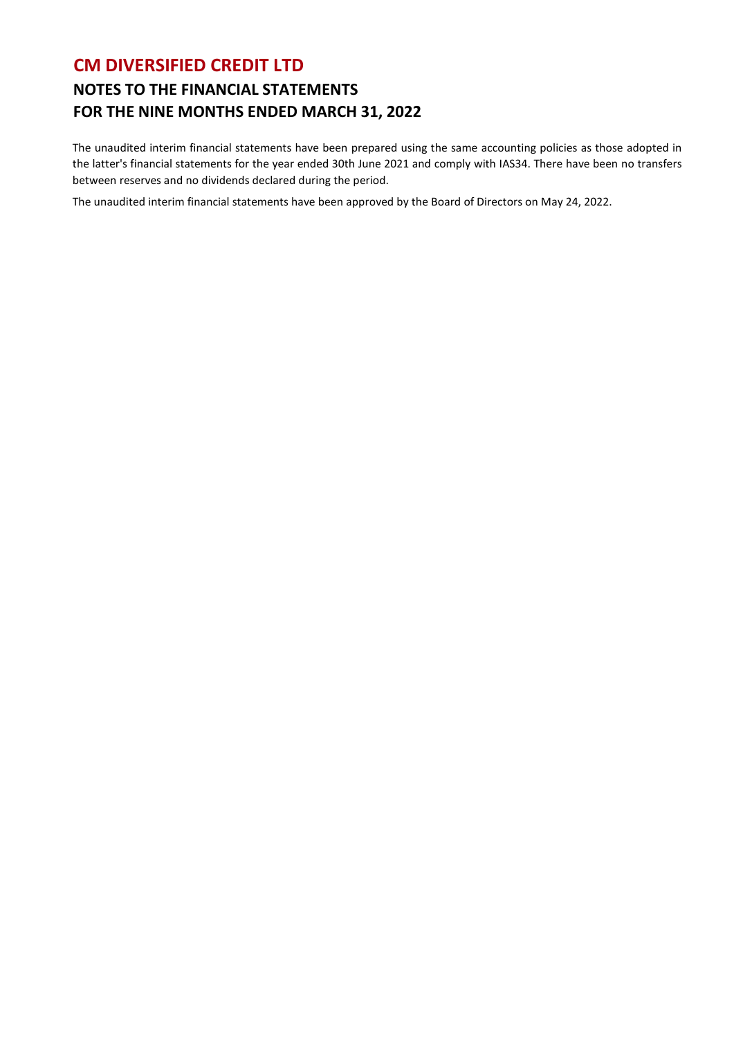# CM DIVERSIFIED CREDIT LTD

## NOTES TO THE FINANCIAL STATEMENTS
## FOR THE NINE MONTHS ENDED MARCH 31, 2022

The unaudited interim financial statements have been prepared using the same accounting policies as those adopted in the latter's financial statements for the year ended 30th June 2021 and comply with IAS34. There have been no transfers between reserves and no dividends declared during the period.

The unaudited interim financial statements have been approved by the Board of Directors on May 24, 2022.